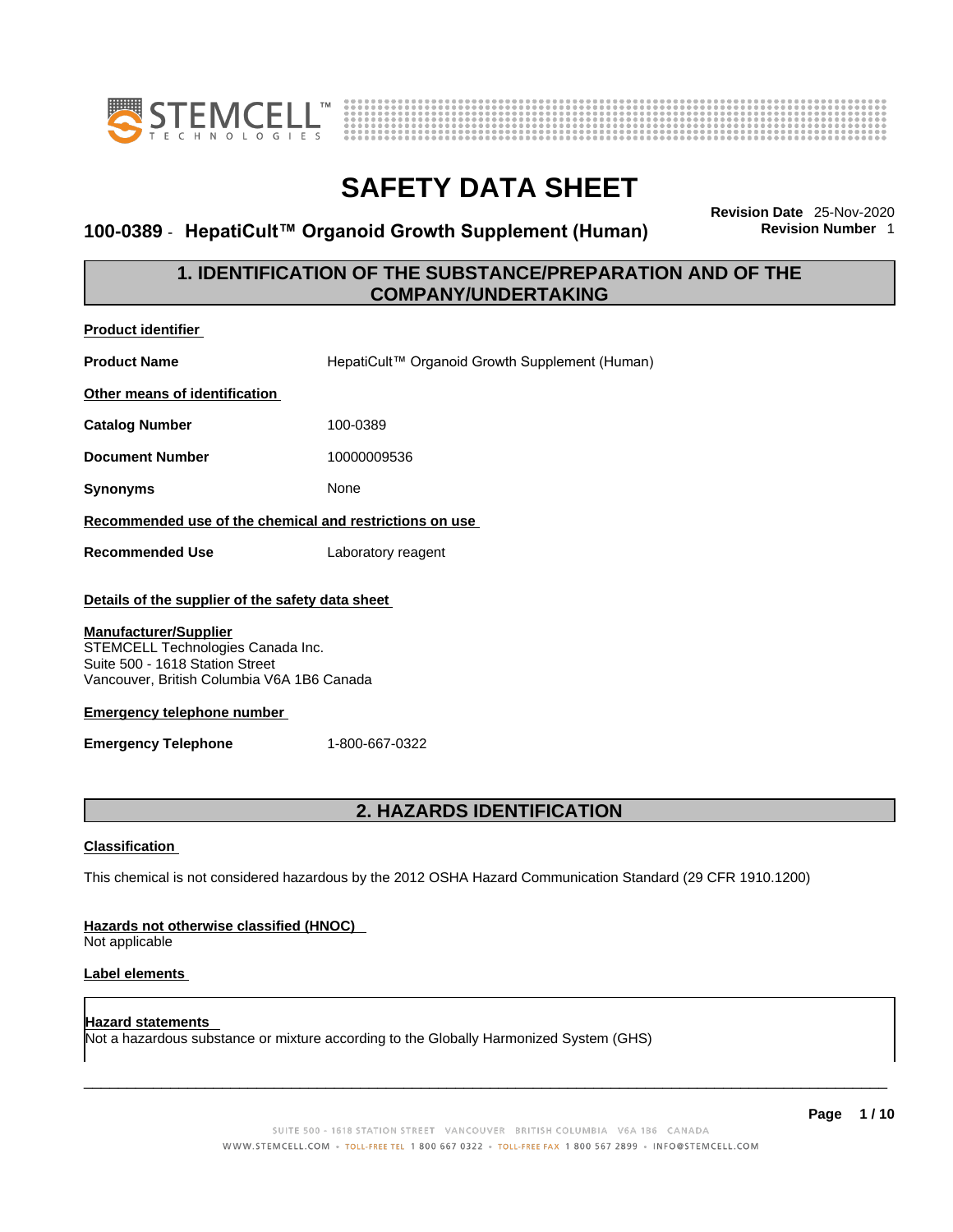# SAFETY DATA SHEET

**100-0389 - HepatiCult™ Organoid Growth Supplement (Human)**

**Revision Date** 25-Nov-2020
**Revision Number** 1

## 1. IDENTIFICATION OF THE SUBSTANCE/PREPARATION AND OF THE COMPANY/UNDERTAKING

**Product identifier**

**Product Name** HepatiCult™ Organoid Growth Supplement (Human)

**Other means of identification**

**Catalog Number** 100-0389

**Document Number** 10000009536

**Synonyms** None

**Recommended use of the chemical and restrictions on use**

**Recommended Use** Laboratory reagent

**Details of the supplier of the safety data sheet**

**Manufacturer/Supplier**
STEMCELL Technologies Canada Inc.
Suite 500 - 1618 Station Street
Vancouver, British Columbia V6A 1B6 Canada

**Emergency telephone number**

**Emergency Telephone** 1-800-667-0322

## 2. HAZARDS IDENTIFICATION

**Classification**

This chemical is not considered hazardous by the 2012 OSHA Hazard Communication Standard (29 CFR 1910.1200)

**Hazards not otherwise classified (HNOC)**
Not applicable

**Label elements**

**Hazard statements**
Not a hazardous substance or mixture according to the Globally Harmonized System (GHS)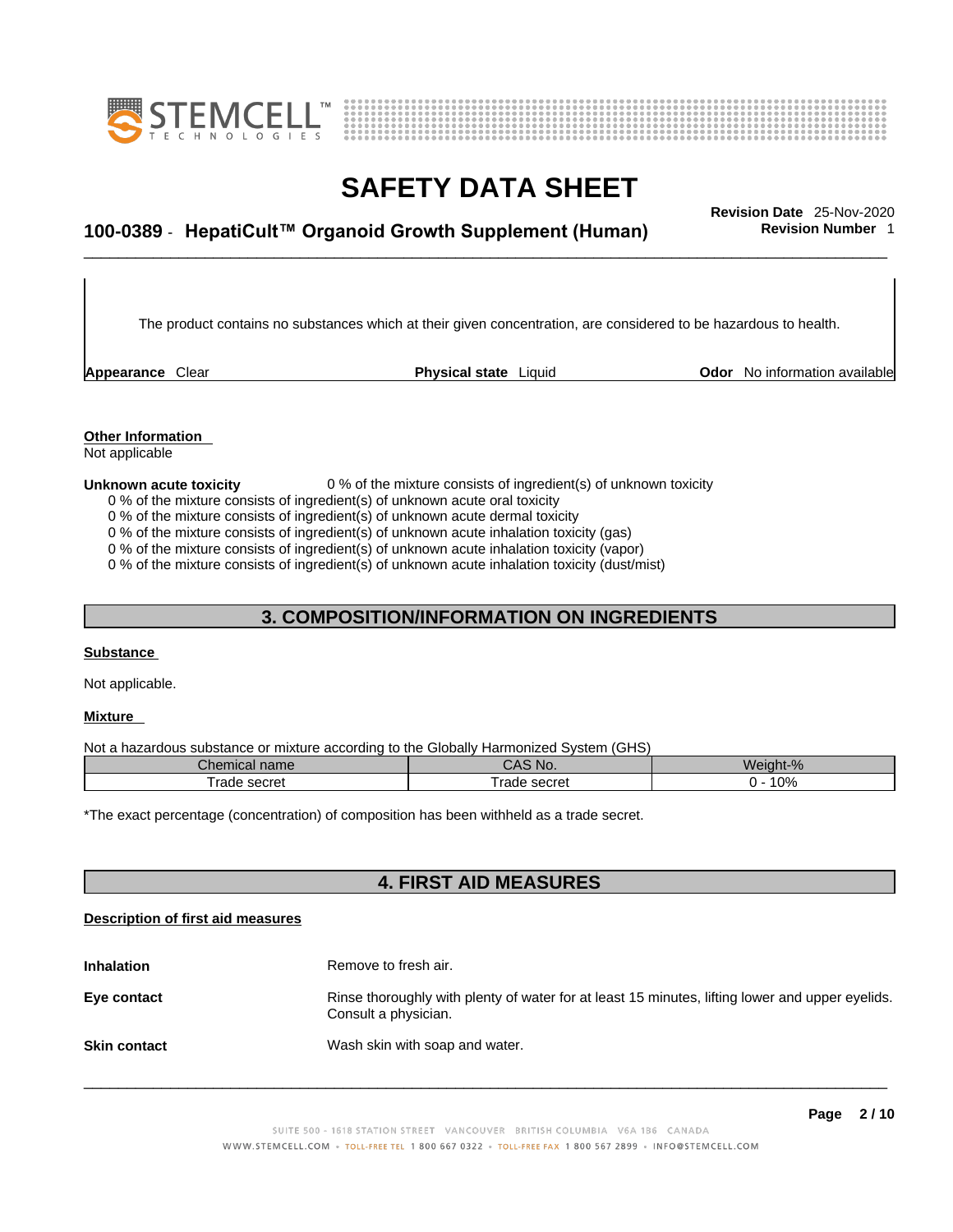The product contains no substances which at their given concentration, are considered to be hazardous to health.

**Appearance** Clear **Physical state** Liquid **Odor** No information available

**Other Information**
Not applicable

**Unknown acute toxicity** 0 % of the mixture consists of ingredient(s) of unknown toxicity

0 % of the mixture consists of ingredient(s) of unknown acute oral toxicity
0 % of the mixture consists of ingredient(s) of unknown acute dermal toxicity
0 % of the mixture consists of ingredient(s) of unknown acute inhalation toxicity (gas)
0 % of the mixture consists of ingredient(s) of unknown acute inhalation toxicity (vapor)
0 % of the mixture consists of ingredient(s) of unknown acute inhalation toxicity (dust/mist)

## 3. COMPOSITION/INFORMATION ON INGREDIENTS

**Substance**

Not applicable.

**Mixture**

Not a hazardous substance or mixture according to the Globally Harmonized System (GHS)

| Chemical name | CAS No. | Weight-% |
|---|---|---|
| Trade secret | Trade secret | 0 - 10% |

*The exact percentage (concentration) of composition has been withheld as a trade secret.

## 4. FIRST AID MEASURES

**Description of first aid measures**

**Inhalation** Remove to fresh air.

**Eye contact** Rinse thoroughly with plenty of water for at least 15 minutes, lifting lower and upper eyelids. Consult a physician.

**Skin contact** Wash skin with soap and water.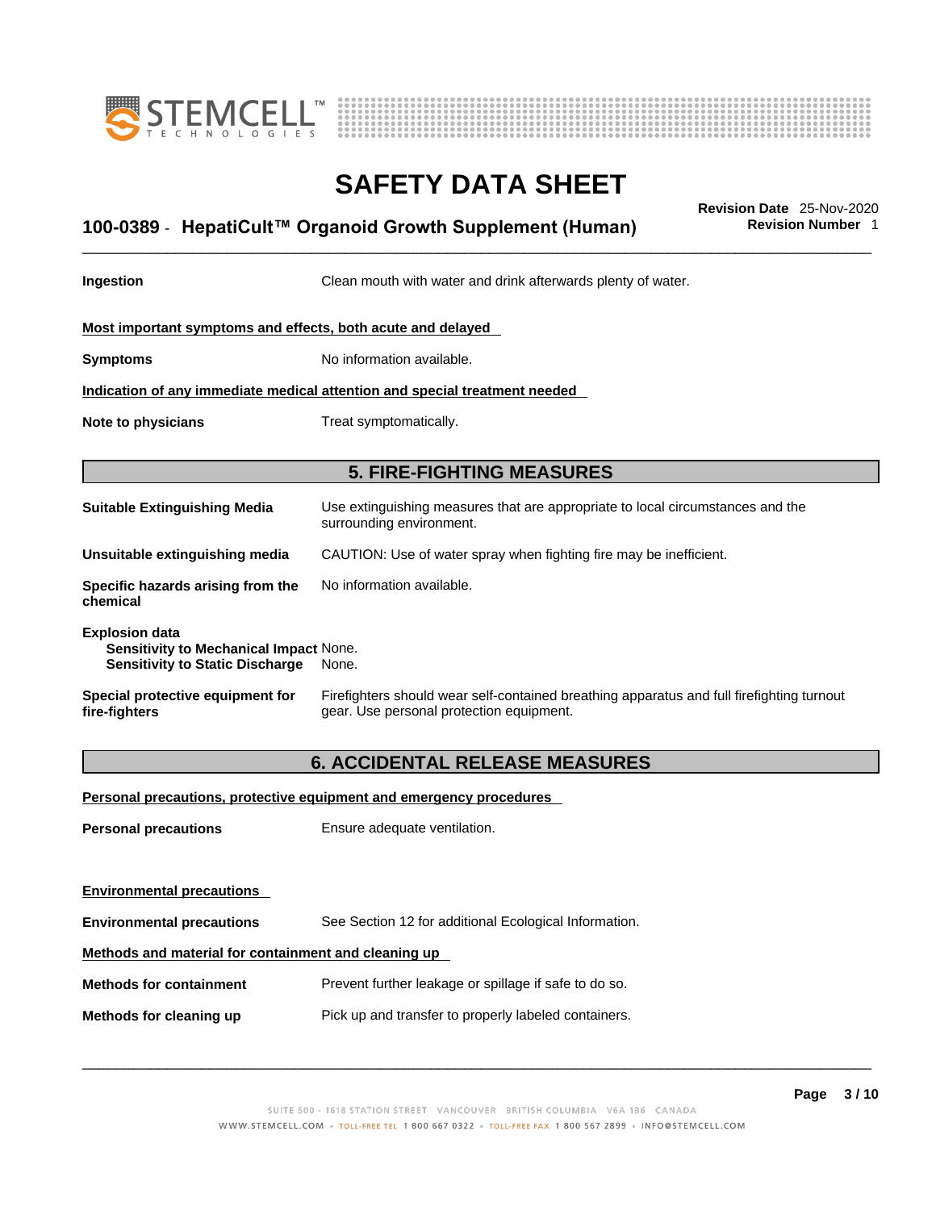**Ingestion** Clean mouth with water and drink afterwards plenty of water.

**Most important symptoms and effects, both acute and delayed**

**Symptoms** No information available.

**Indication of any immediate medical attention and special treatment needed**

**Note to physicians** Treat symptomatically.

## 5. FIRE-FIGHTING MEASURES

**Suitable Extinguishing Media** Use extinguishing measures that are appropriate to local circumstances and the surrounding environment.

**Unsuitable extinguishing media** CAUTION: Use of water spray when fighting fire may be inefficient.

**Specific hazards arising from the chemical** No information available.

**Explosion data**
**Sensitivity to Mechanical Impact** None.
**Sensitivity to Static Discharge** None.

**Special protective equipment for fire-fighters** Firefighters should wear self-contained breathing apparatus and full firefighting turnout gear. Use personal protection equipment.

## 6. ACCIDENTAL RELEASE MEASURES

**Personal precautions, protective equipment and emergency procedures**

**Personal precautions** Ensure adequate ventilation.

**Environmental precautions**

**Environmental precautions** See Section 12 for additional Ecological Information.

**Methods and material for containment and cleaning up**

**Methods for containment** Prevent further leakage or spillage if safe to do so.

**Methods for cleaning up** Pick up and transfer to properly labeled containers.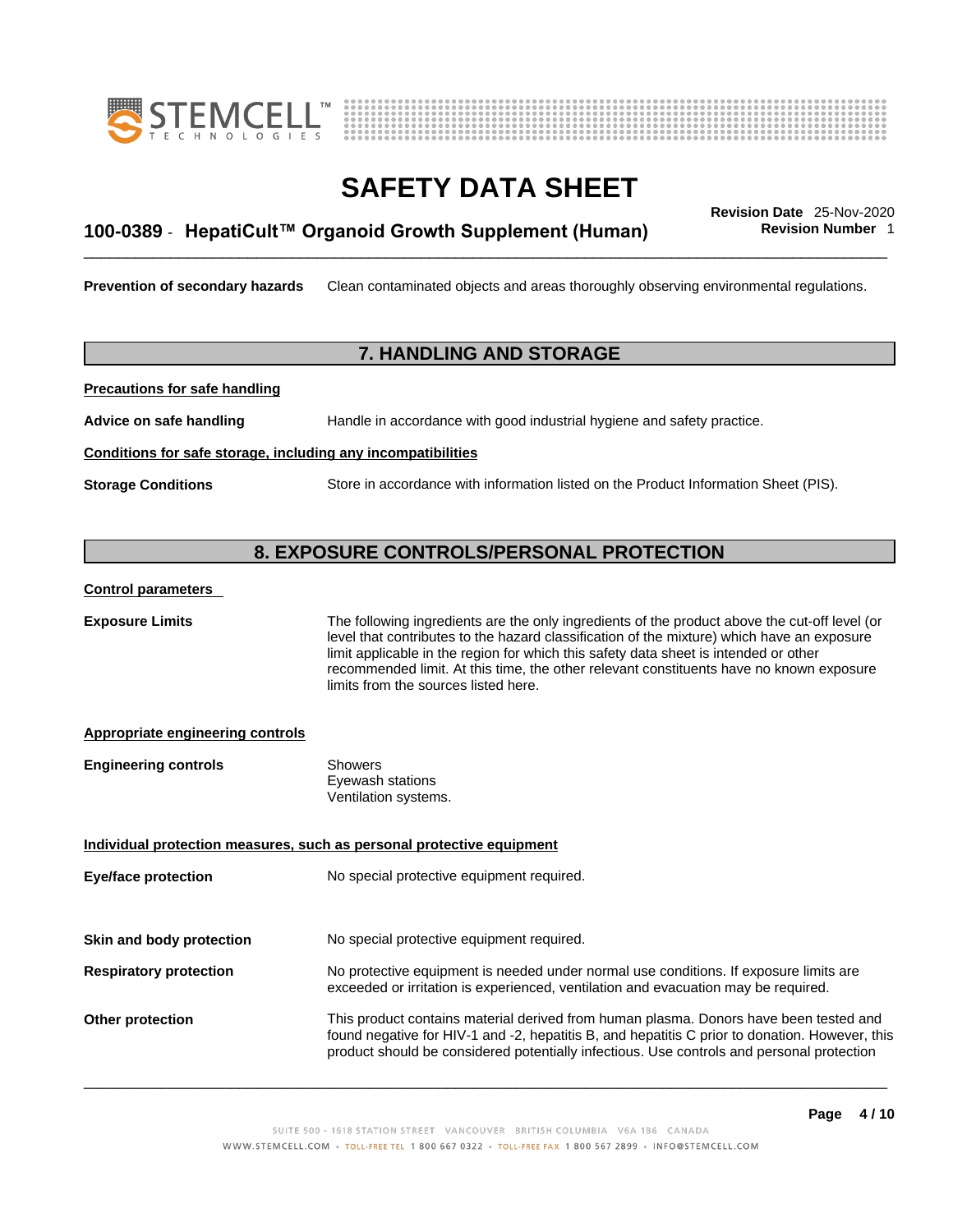**Prevention of secondary hazards** Clean contaminated objects and areas thoroughly observing environmental regulations.

## 7. HANDLING AND STORAGE

**Precautions for safe handling**

**Advice on safe handling** Handle in accordance with good industrial hygiene and safety practice.

**Conditions for safe storage, including any incompatibilities**

**Storage Conditions** Store in accordance with information listed on the Product Information Sheet (PIS).

## 8. EXPOSURE CONTROLS/PERSONAL PROTECTION

**Control parameters**

**Exposure Limits** The following ingredients are the only ingredients of the product above the cut-off level (or level that contributes to the hazard classification of the mixture) which have an exposure limit applicable in the region for which this safety data sheet is intended or other recommended limit. At this time, the other relevant constituents have no known exposure limits from the sources listed here.

**Appropriate engineering controls**

**Engineering controls**
Showers
Eyewash stations
Ventilation systems.

**Individual protection measures, such as personal protective equipment**

**Eye/face protection** No special protective equipment required.

**Skin and body protection** No special protective equipment required.

**Respiratory protection** No protective equipment is needed under normal use conditions. If exposure limits are exceeded or irritation is experienced, ventilation and evacuation may be required.

**Other protection** This product contains material derived from human plasma. Donors have been tested and found negative for HIV-1 and -2, hepatitis B, and hepatitis C prior to donation. However, this product should be considered potentially infectious. Use controls and personal protection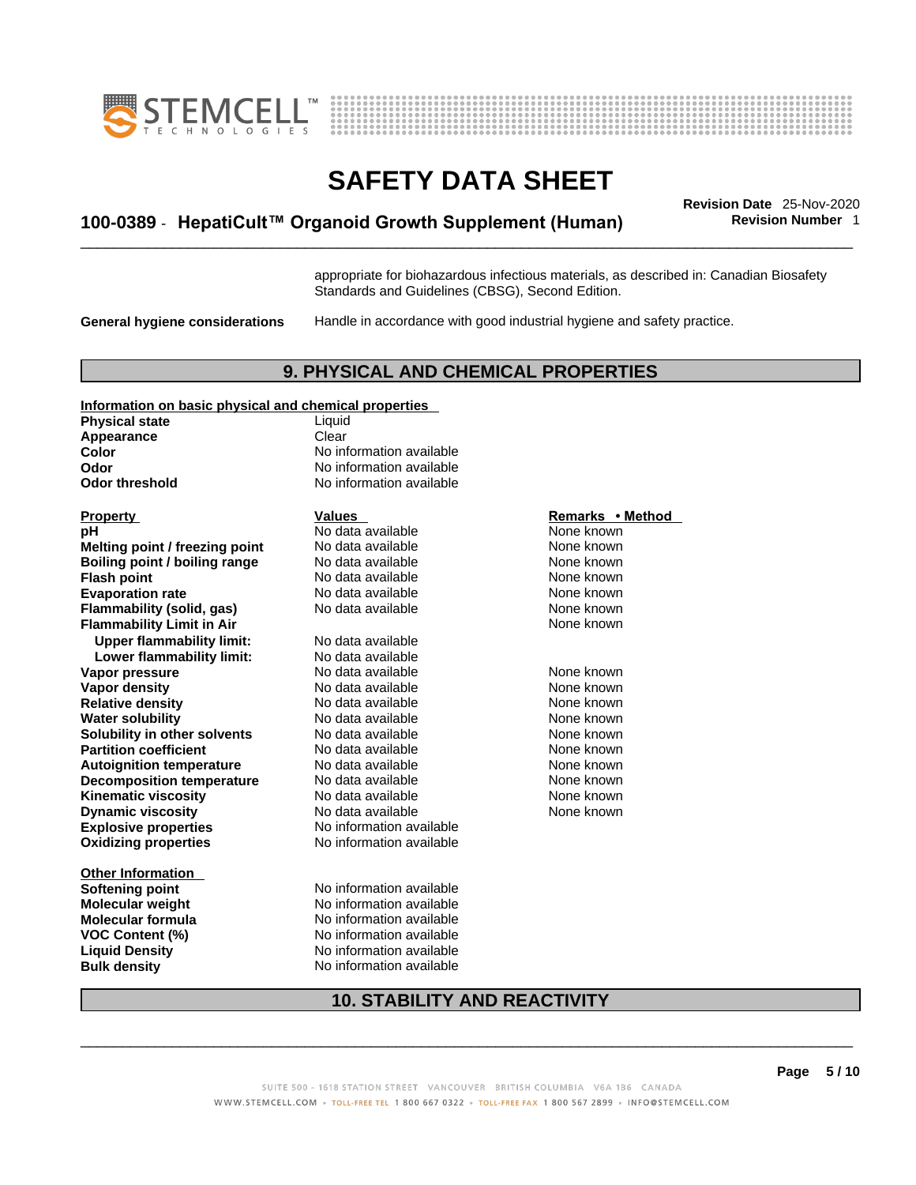appropriate for biohazardous infectious materials, as described in: Canadian Biosafety Standards and Guidelines (CBSG), Second Edition.

**General hygiene considerations** Handle in accordance with good industrial hygiene and safety practice.

## 9. PHYSICAL AND CHEMICAL PROPERTIES

**Information on basic physical and chemical properties**

| | |
|---|---|
| **Physical state** | Liquid |
| **Appearance** | Clear |
| **Color** | No information available |
| **Odor** | No information available |
| **Odor threshold** | No information available |

| Property | Values | Remarks • Method |
|---|---|---|
| **pH** | No data available | None known |
| **Melting point / freezing point** | No data available | None known |
| **Boiling point / boiling range** | No data available | None known |
| **Flash point** | No data available | None known |
| **Evaporation rate** | No data available | None known |
| **Flammability (solid, gas)** | No data available | None known |
| **Flammability Limit in Air** | | None known |
| **Upper flammability limit:** | No data available | |
| **Lower flammability limit:** | No data available | |
| **Vapor pressure** | No data available | None known |
| **Vapor density** | No data available | None known |
| **Relative density** | No data available | None known |
| **Water solubility** | No data available | None known |
| **Solubility in other solvents** | No data available | None known |
| **Partition coefficient** | No data available | None known |
| **Autoignition temperature** | No data available | None known |
| **Decomposition temperature** | No data available | None known |
| **Kinematic viscosity** | No data available | None known |
| **Dynamic viscosity** | No data available | None known |
| **Explosive properties** | No information available | |
| **Oxidizing properties** | No information available | |

**Other Information**

| | |
|---|---|
| **Softening point** | No information available |
| **Molecular weight** | No information available |
| **Molecular formula** | No information available |
| **VOC Content (%)** | No information available |
| **Liquid Density** | No information available |
| **Bulk density** | No information available |

## 10. STABILITY AND REACTIVITY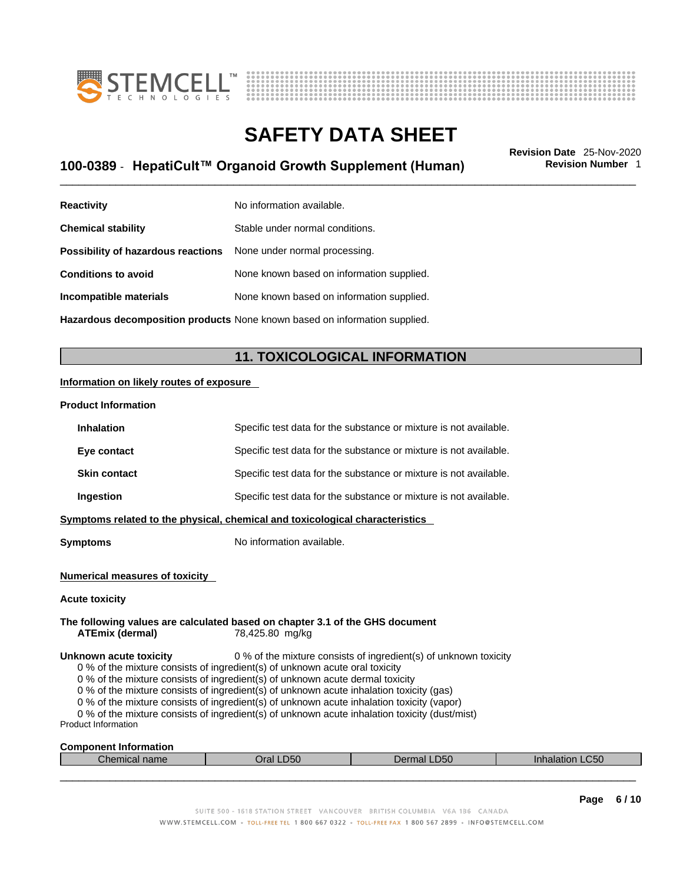| | |
|---|---|
| **Reactivity** | No information available. |
| **Chemical stability** | Stable under normal conditions. |
| **Possibility of hazardous reactions** | None under normal processing. |
| **Conditions to avoid** | None known based on information supplied. |
| **Incompatible materials** | None known based on information supplied. |
| **Hazardous decomposition products** | None known based on information supplied. |

## 11. TOXICOLOGICAL INFORMATION

**Information on likely routes of exposure**

**Product Information**

| | |
|---|---|
| **Inhalation** | Specific test data for the substance or mixture is not available. |
| **Eye contact** | Specific test data for the substance or mixture is not available. |
| **Skin contact** | Specific test data for the substance or mixture is not available. |
| **Ingestion** | Specific test data for the substance or mixture is not available. |

**Symptoms related to the physical, chemical and toxicological characteristics**

**Symptoms** No information available.

**Numerical measures of toxicity**

**Acute toxicity**

**The following values are calculated based on chapter 3.1 of the GHS document**

**ATEmix (dermal)** 78,425.80 mg/kg

**Unknown acute toxicity** 0 % of the mixture consists of ingredient(s) of unknown toxicity

0 % of the mixture consists of ingredient(s) of unknown acute oral toxicity
0 % of the mixture consists of ingredient(s) of unknown acute dermal toxicity
0 % of the mixture consists of ingredient(s) of unknown acute inhalation toxicity (gas)
0 % of the mixture consists of ingredient(s) of unknown acute inhalation toxicity (vapor)
0 % of the mixture consists of ingredient(s) of unknown acute inhalation toxicity (dust/mist)

Product Information

**Component Information**

| Chemical name | Oral LD50 | Dermal LD50 | Inhalation LC50 |
|---|---|---|---|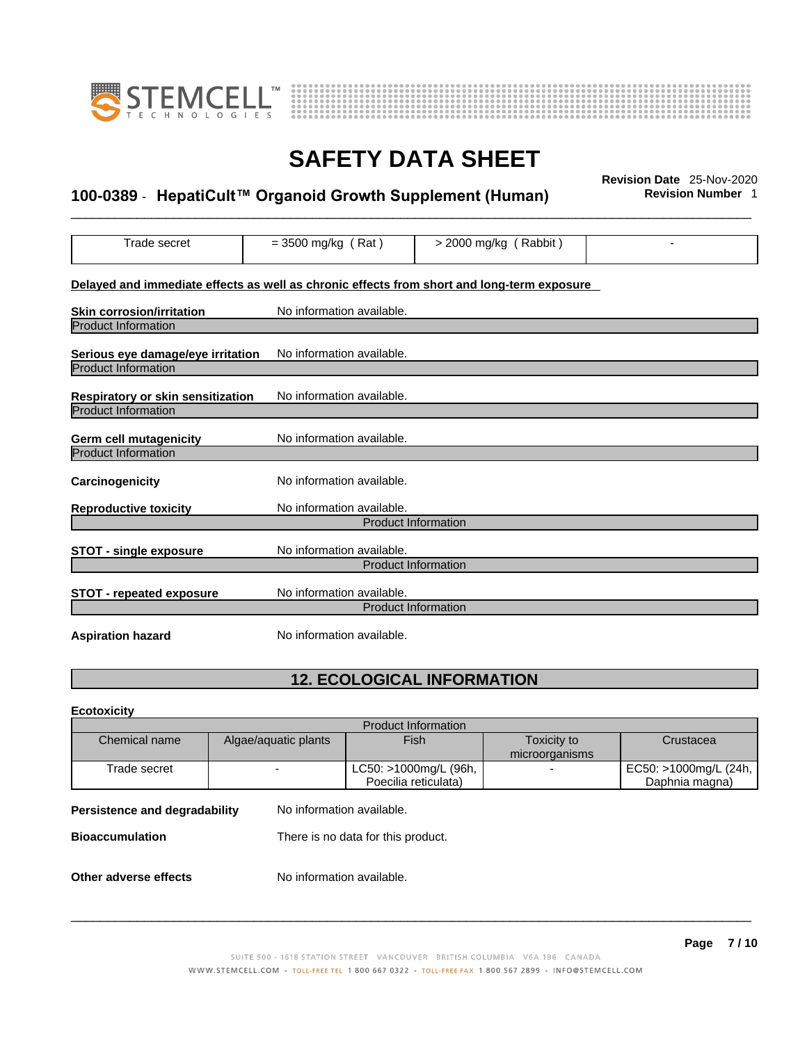| Trade secret | = 3500 mg/kg ( Rat ) | > 2000 mg/kg ( Rabbit ) | - |
|---|---|---|---|

**Delayed and immediate effects as well as chronic effects from short and long-term exposure**

**Skin corrosion/irritation** No information available.

Product Information

**Serious eye damage/eye irritation** No information available.

Product Information

**Respiratory or skin sensitization** No information available.

Product Information

**Germ cell mutagenicity** No information available.

Product Information

**Carcinogenicity** No information available.

**Reproductive toxicity** No information available.

Product Information

**STOT - single exposure** No information available.

Product Information

**STOT - repeated exposure** No information available.

Product Information

**Aspiration hazard** No information available.

## 12. ECOLOGICAL INFORMATION

**Ecotoxicity**

| Product Information | | | | |
|---|---|---|---|---|
| Chemical name | Algae/aquatic plants | Fish | Toxicity to microorganisms | Crustacea |
| Trade secret | - | LC50: >1000mg/L (96h, Poecilia reticulata) | - | EC50: >1000mg/L (24h, Daphnia magna) |

**Persistence and degradability** No information available.

**Bioaccumulation** There is no data for this product.

**Other adverse effects** No information available.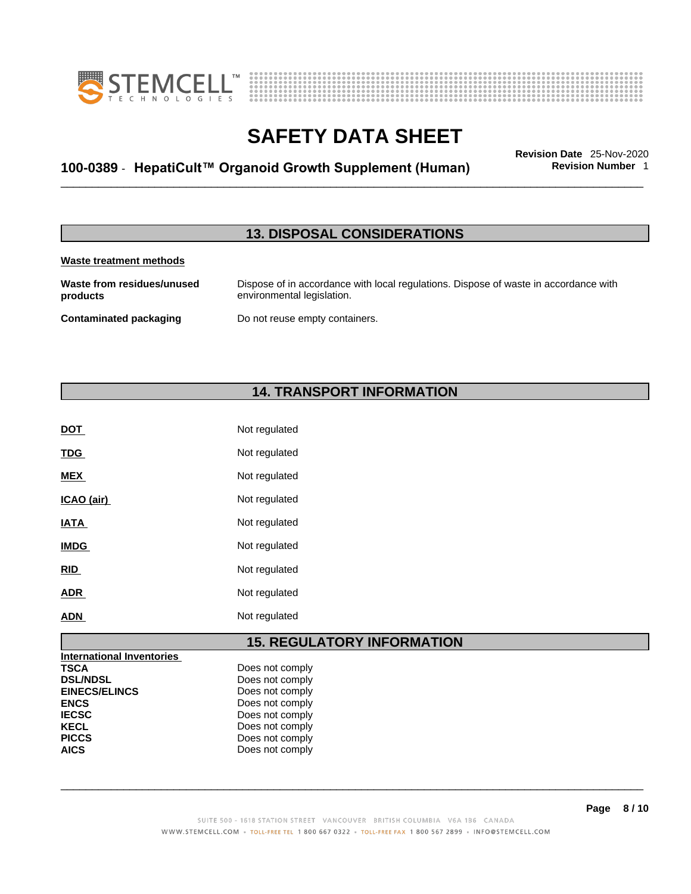## 13. DISPOSAL CONSIDERATIONS

**Waste treatment methods**

| | |
|---|---|
| **Waste from residues/unused products** | Dispose of in accordance with local regulations. Dispose of waste in accordance with environmental legislation. |
| **Contaminated packaging** | Do not reuse empty containers. |

## 14. TRANSPORT INFORMATION

| | |
|---|---|
| **DOT** | Not regulated |
| **TDG** | Not regulated |
| **MEX** | Not regulated |
| **ICAO (air)** | Not regulated |
| **IATA** | Not regulated |
| **IMDG** | Not regulated |
| **RID** | Not regulated |
| **ADR** | Not regulated |
| **ADN** | Not regulated |

## 15. REGULATORY INFORMATION

**International Inventories**

| | |
|---|---|
| **TSCA** | Does not comply |
| **DSL/NDSL** | Does not comply |
| **EINECS/ELINCS** | Does not comply |
| **ENCS** | Does not comply |
| **IECSC** | Does not comply |
| **KECL** | Does not comply |
| **PICCS** | Does not comply |
| **AICS** | Does not comply |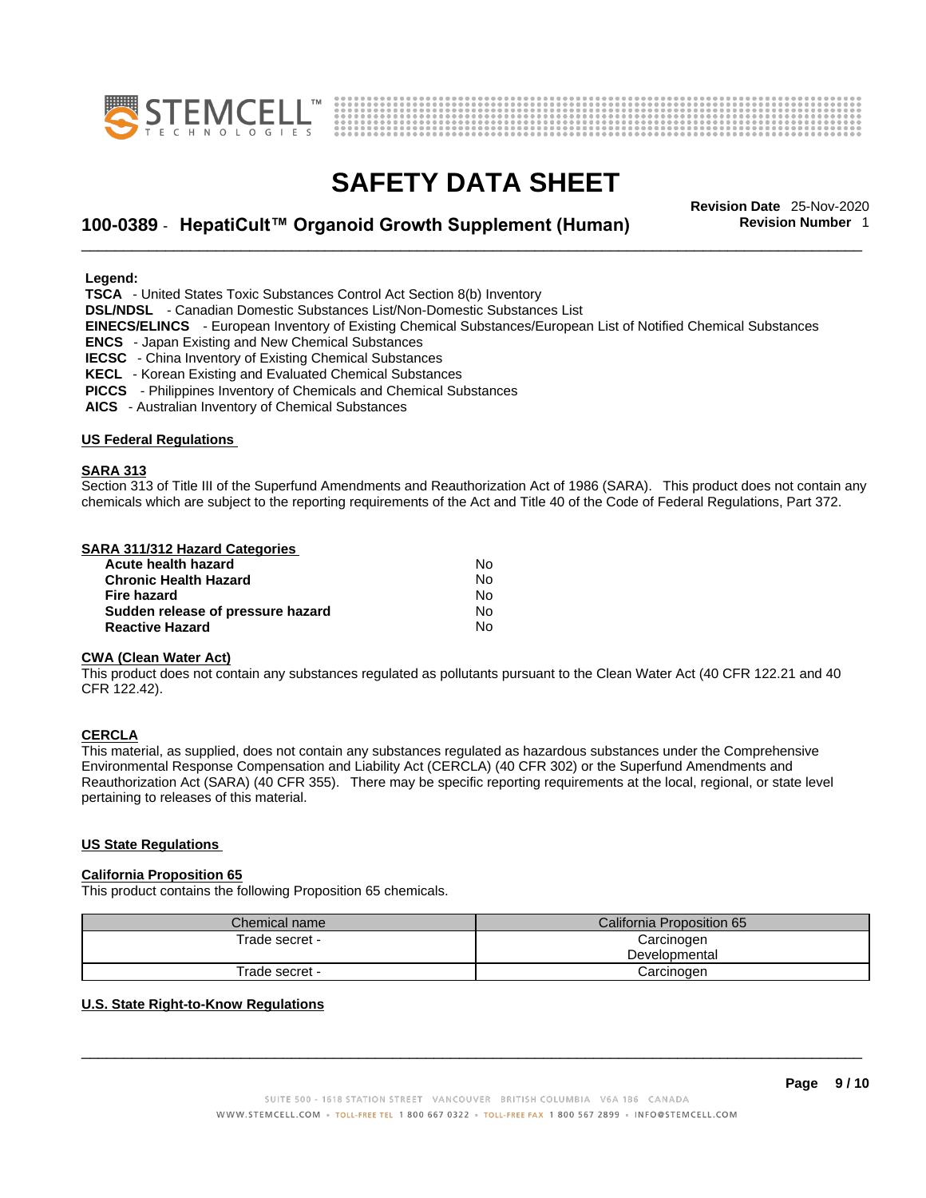**Legend:**

**TSCA** - United States Toxic Substances Control Act Section 8(b) Inventory
**DSL/NDSL** - Canadian Domestic Substances List/Non-Domestic Substances List
**EINECS/ELINCS** - European Inventory of Existing Chemical Substances/European List of Notified Chemical Substances
**ENCS** - Japan Existing and New Chemical Substances
**IECSC** - China Inventory of Existing Chemical Substances
**KECL** - Korean Existing and Evaluated Chemical Substances
**PICCS** - Philippines Inventory of Chemicals and Chemical Substances
**AICS** - Australian Inventory of Chemical Substances

## US Federal Regulations

### SARA 313

Section 313 of Title III of the Superfund Amendments and Reauthorization Act of 1986 (SARA). This product does not contain any chemicals which are subject to the reporting requirements of the Act and Title 40 of the Code of Federal Regulations, Part 372.

### SARA 311/312 Hazard Categories

| | |
|---|---|
| **Acute health hazard** | No |
| **Chronic Health Hazard** | No |
| **Fire hazard** | No |
| **Sudden release of pressure hazard** | No |
| **Reactive Hazard** | No |

### CWA (Clean Water Act)

This product does not contain any substances regulated as pollutants pursuant to the Clean Water Act (40 CFR 122.21 and 40 CFR 122.42).

### CERCLA

This material, as supplied, does not contain any substances regulated as hazardous substances under the Comprehensive Environmental Response Compensation and Liability Act (CERCLA) (40 CFR 302) or the Superfund Amendments and Reauthorization Act (SARA) (40 CFR 355). There may be specific reporting requirements at the local, regional, or state level pertaining to releases of this material.

## US State Regulations

### California Proposition 65

This product contains the following Proposition 65 chemicals.

| Chemical name | California Proposition 65 |
|---|---|
| Trade secret - | Carcinogen<br>Developmental |
| Trade secret - | Carcinogen |

### U.S. State Right-to-Know Regulations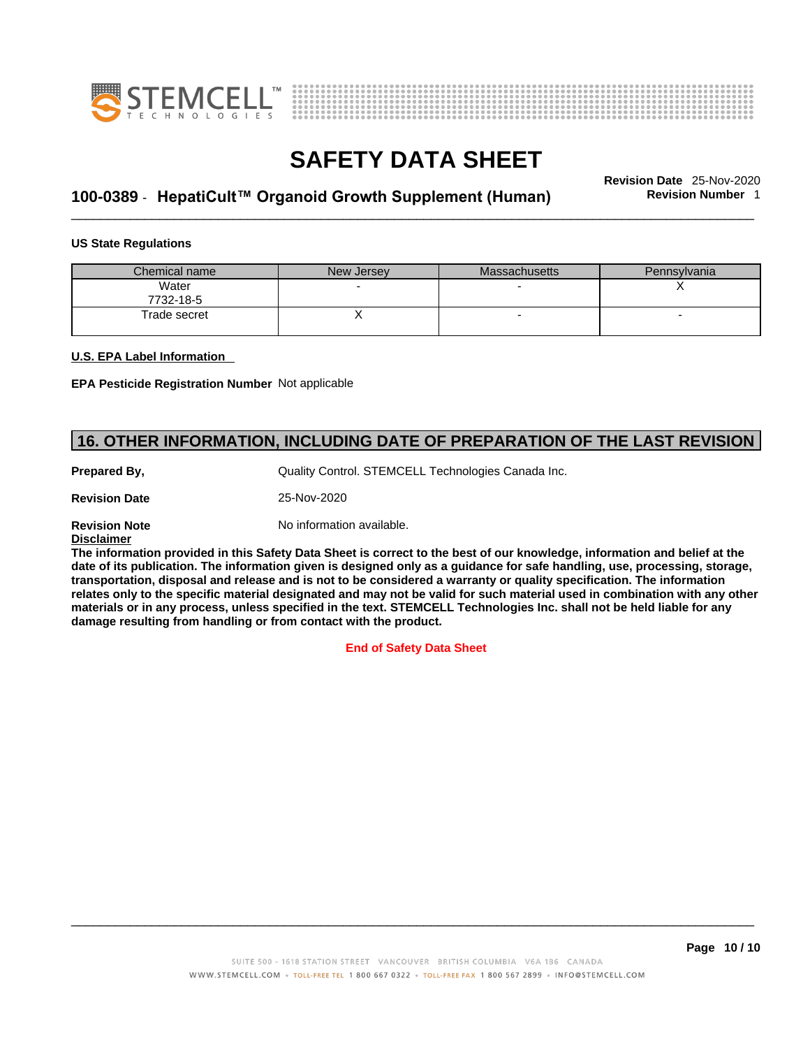**US State Regulations**

| Chemical name | New Jersey | Massachusetts | Pennsylvania |
|---|---|---|---|
| Water<br>7732-18-5 | - | - | X |
| Trade secret | X | - | - |

**U.S. EPA Label Information**

**EPA Pesticide Registration Number** Not applicable

## 16. OTHER INFORMATION, INCLUDING DATE OF PREPARATION OF THE LAST REVISION

**Prepared By,** Quality Control. STEMCELL Technologies Canada Inc.

**Revision Date** 25-Nov-2020

**Revision Note** No information available.

**Disclaimer**

**The information provided in this Safety Data Sheet is correct to the best of our knowledge, information and belief at the date of its publication. The information given is designed only as a guidance for safe handling, use, processing, storage, transportation, disposal and release and is not to be considered a warranty or quality specification. The information relates only to the specific material designated and may not be valid for such material used in combination with any other materials or in any process, unless specified in the text. STEMCELL Technologies Inc. shall not be held liable for any damage resulting from handling or from contact with the product.**

**End of Safety Data Sheet**